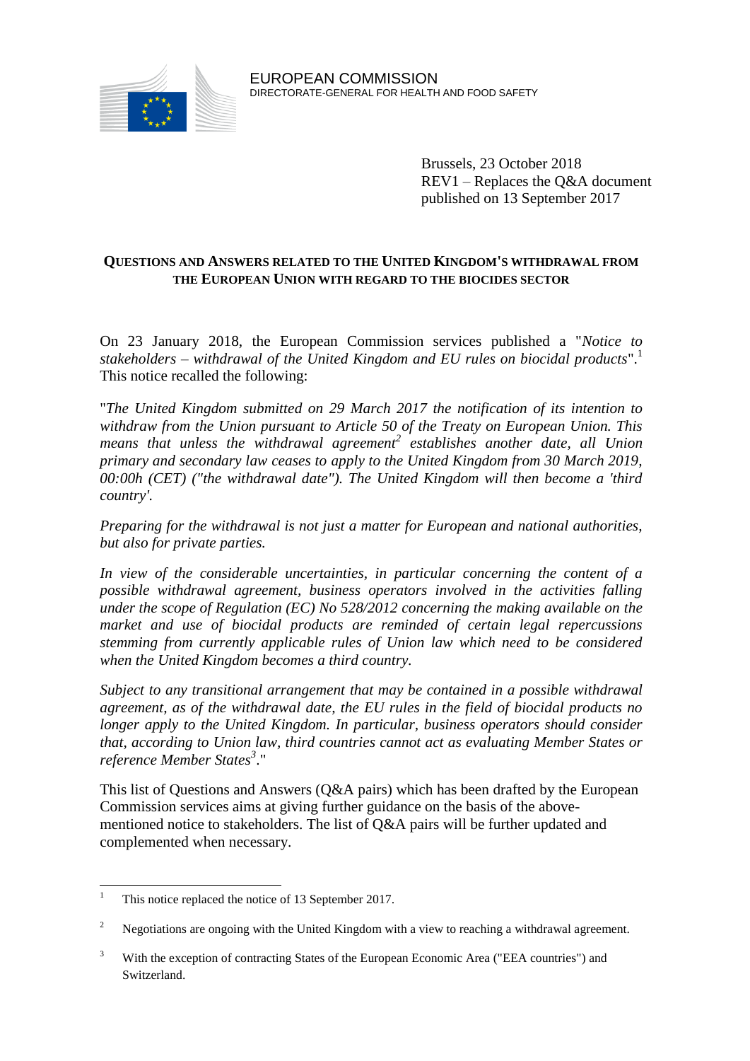EUROPEAN COMMISSION
DIRECTORATE-GENERAL FOR HEALTH AND FOOD SAFETY

Brussels, 23 October 2018
REV1 – Replaces the Q&A document published on 13 September 2017

## QUESTIONS AND ANSWERS RELATED TO THE UNITED KINGDOM'S WITHDRAWAL FROM THE EUROPEAN UNION WITH REGARD TO THE BIOCIDES SECTOR

On 23 January 2018, the European Commission services published a "*Notice to stakeholders – withdrawal of the United Kingdom and EU rules on biocidal products*".[1] This notice recalled the following:

"*The United Kingdom submitted on 29 March 2017 the notification of its intention to withdraw from the Union pursuant to Article 50 of the Treaty on European Union. This means that unless the withdrawal agreement*[2] *establishes another date, all Union primary and secondary law ceases to apply to the United Kingdom from 30 March 2019, 00:00h (CET) ("the withdrawal date"). The United Kingdom will then become a 'third country'.*

*Preparing for the withdrawal is not just a matter for European and national authorities, but also for private parties.*

*In view of the considerable uncertainties, in particular concerning the content of a possible withdrawal agreement, business operators involved in the activities falling under the scope of Regulation (EC) No 528/2012 concerning the making available on the market and use of biocidal products are reminded of certain legal repercussions stemming from currently applicable rules of Union law which need to be considered when the United Kingdom becomes a third country.*

*Subject to any transitional arrangement that may be contained in a possible withdrawal agreement, as of the withdrawal date, the EU rules in the field of biocidal products no longer apply to the United Kingdom. In particular, business operators should consider that, according to Union law, third countries cannot act as evaluating Member States or reference Member States*[3]."

This list of Questions and Answers (Q&A pairs) which has been drafted by the European Commission services aims at giving further guidance on the basis of the above-mentioned notice to stakeholders. The list of Q&A pairs will be further updated and complemented when necessary.

---

[1] This notice replaced the notice of 13 September 2017.

[2] Negotiations are ongoing with the United Kingdom with a view to reaching a withdrawal agreement.

[3] With the exception of contracting States of the European Economic Area ("EEA countries") and Switzerland.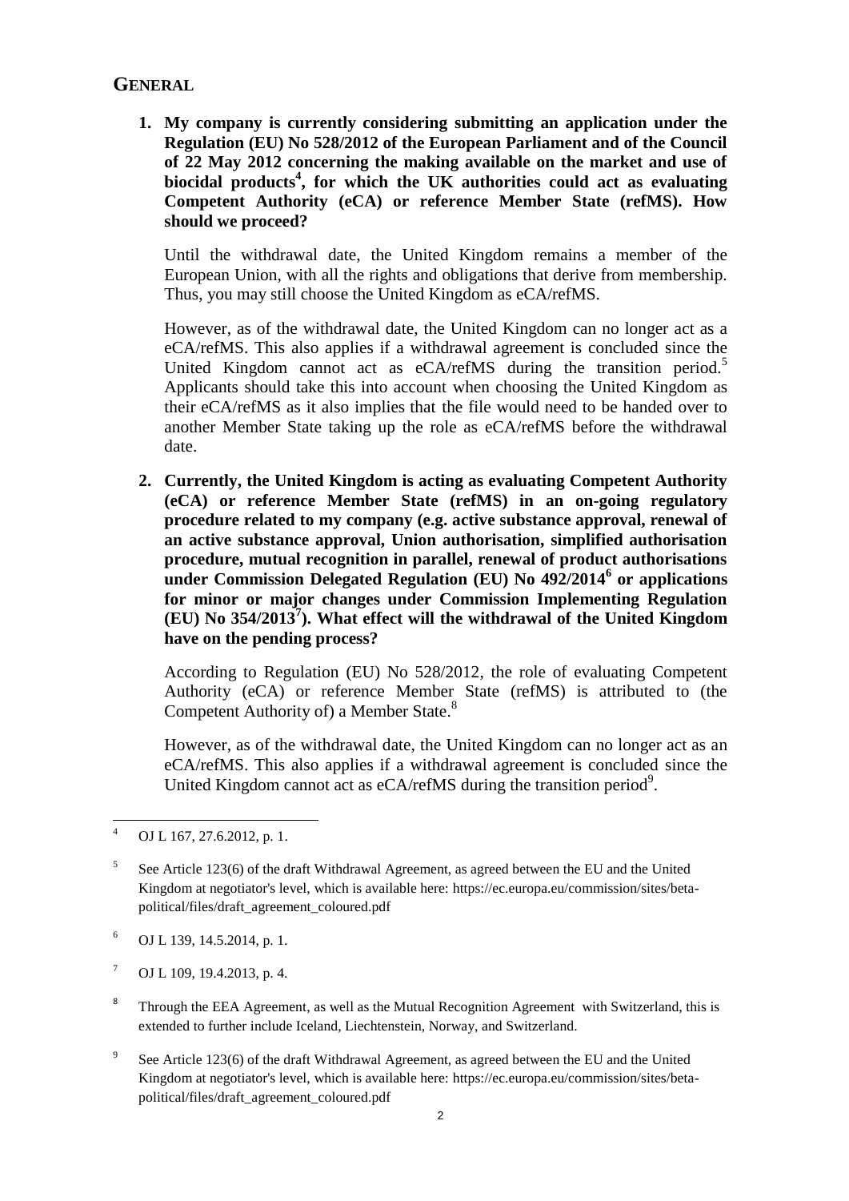## GENERAL

**1. My company is currently considering submitting an application under the Regulation (EU) No 528/2012 of the European Parliament and of the Council of 22 May 2012 concerning the making available on the market and use of biocidal products[4], for which the UK authorities could act as evaluating Competent Authority (eCA) or reference Member State (refMS). How should we proceed?**

Until the withdrawal date, the United Kingdom remains a member of the European Union, with all the rights and obligations that derive from membership. Thus, you may still choose the United Kingdom as eCA/refMS.

However, as of the withdrawal date, the United Kingdom can no longer act as a eCA/refMS. This also applies if a withdrawal agreement is concluded since the United Kingdom cannot act as eCA/refMS during the transition period.[5] Applicants should take this into account when choosing the United Kingdom as their eCA/refMS as it also implies that the file would need to be handed over to another Member State taking up the role as eCA/refMS before the withdrawal date.

**2. Currently, the United Kingdom is acting as evaluating Competent Authority (eCA) or reference Member State (refMS) in an on-going regulatory procedure related to my company (e.g. active substance approval, renewal of an active substance approval, Union authorisation, simplified authorisation procedure, mutual recognition in parallel, renewal of product authorisations under Commission Delegated Regulation (EU) No 492/2014[6] or applications for minor or major changes under Commission Implementing Regulation (EU) No 354/2013[7]). What effect will the withdrawal of the United Kingdom have on the pending process?**

According to Regulation (EU) No 528/2012, the role of evaluating Competent Authority (eCA) or reference Member State (refMS) is attributed to (the Competent Authority of) a Member State.[8]

However, as of the withdrawal date, the United Kingdom can no longer act as an eCA/refMS. This also applies if a withdrawal agreement is concluded since the United Kingdom cannot act as eCA/refMS during the transition period[9].

---

[4] OJ L 167, 27.6.2012, p. 1.

[5] See Article 123(6) of the draft Withdrawal Agreement, as agreed between the EU and the United Kingdom at negotiator's level, which is available here: https://ec.europa.eu/commission/sites/beta-political/files/draft_agreement_coloured.pdf

[6] OJ L 139, 14.5.2014, p. 1.

[7] OJ L 109, 19.4.2013, p. 4.

[8] Through the EEA Agreement, as well as the Mutual Recognition Agreement with Switzerland, this is extended to further include Iceland, Liechtenstein, Norway, and Switzerland.

[9] See Article 123(6) of the draft Withdrawal Agreement, as agreed between the EU and the United Kingdom at negotiator's level, which is available here: https://ec.europa.eu/commission/sites/beta-political/files/draft_agreement_coloured.pdf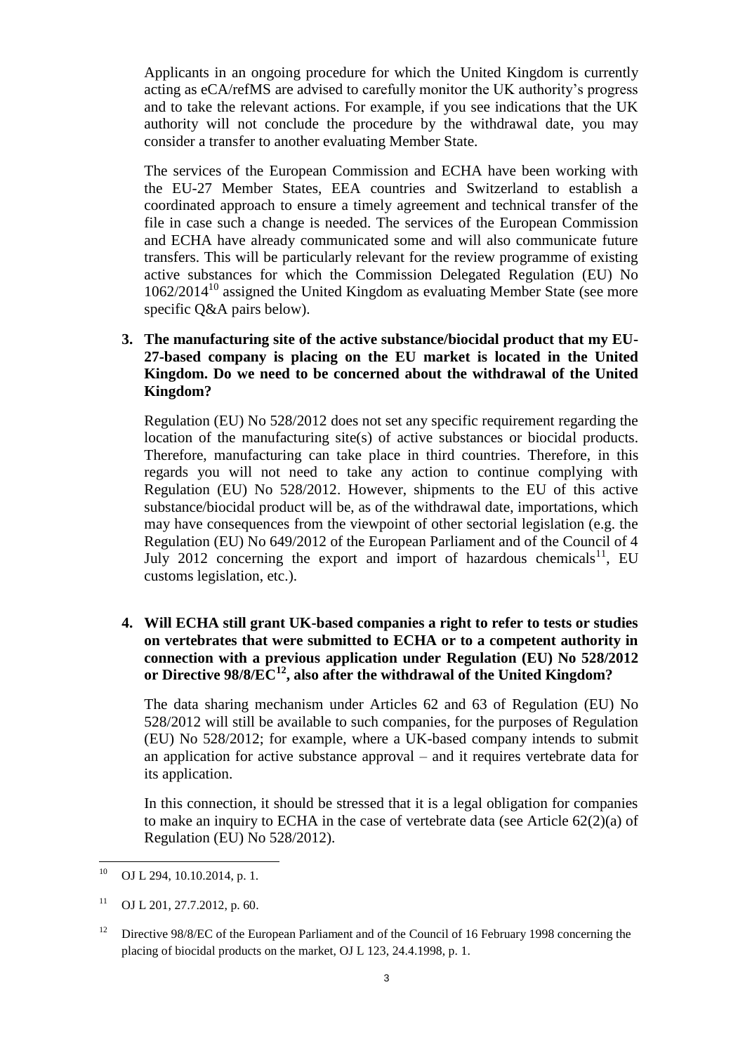Applicants in an ongoing procedure for which the United Kingdom is currently acting as eCA/refMS are advised to carefully monitor the UK authority's progress and to take the relevant actions. For example, if you see indications that the UK authority will not conclude the procedure by the withdrawal date, you may consider a transfer to another evaluating Member State.

The services of the European Commission and ECHA have been working with the EU-27 Member States, EEA countries and Switzerland to establish a coordinated approach to ensure a timely agreement and technical transfer of the file in case such a change is needed. The services of the European Commission and ECHA have already communicated some and will also communicate future transfers. This will be particularly relevant for the review programme of existing active substances for which the Commission Delegated Regulation (EU) No 1062/2014[10] assigned the United Kingdom as evaluating Member State (see more specific Q&A pairs below).

**3. The manufacturing site of the active substance/biocidal product that my EU-27-based company is placing on the EU market is located in the United Kingdom. Do we need to be concerned about the withdrawal of the United Kingdom?**

Regulation (EU) No 528/2012 does not set any specific requirement regarding the location of the manufacturing site(s) of active substances or biocidal products. Therefore, manufacturing can take place in third countries. Therefore, in this regards you will not need to take any action to continue complying with Regulation (EU) No 528/2012. However, shipments to the EU of this active substance/biocidal product will be, as of the withdrawal date, importations, which may have consequences from the viewpoint of other sectorial legislation (e.g. the Regulation (EU) No 649/2012 of the European Parliament and of the Council of 4 July 2012 concerning the export and import of hazardous chemicals[11], EU customs legislation, etc.).

**4. Will ECHA still grant UK-based companies a right to refer to tests or studies on vertebrates that were submitted to ECHA or to a competent authority in connection with a previous application under Regulation (EU) No 528/2012 or Directive 98/8/EC[12], also after the withdrawal of the United Kingdom?**

The data sharing mechanism under Articles 62 and 63 of Regulation (EU) No 528/2012 will still be available to such companies, for the purposes of Regulation (EU) No 528/2012; for example, where a UK-based company intends to submit an application for active substance approval – and it requires vertebrate data for its application.

In this connection, it should be stressed that it is a legal obligation for companies to make an inquiry to ECHA in the case of vertebrate data (see Article 62(2)(a) of Regulation (EU) No 528/2012).

---

[10] OJ L 294, 10.10.2014, p. 1.

[11] OJ L 201, 27.7.2012, p. 60.

[12] Directive 98/8/EC of the European Parliament and of the Council of 16 February 1998 concerning the placing of biocidal products on the market, OJ L 123, 24.4.1998, p. 1.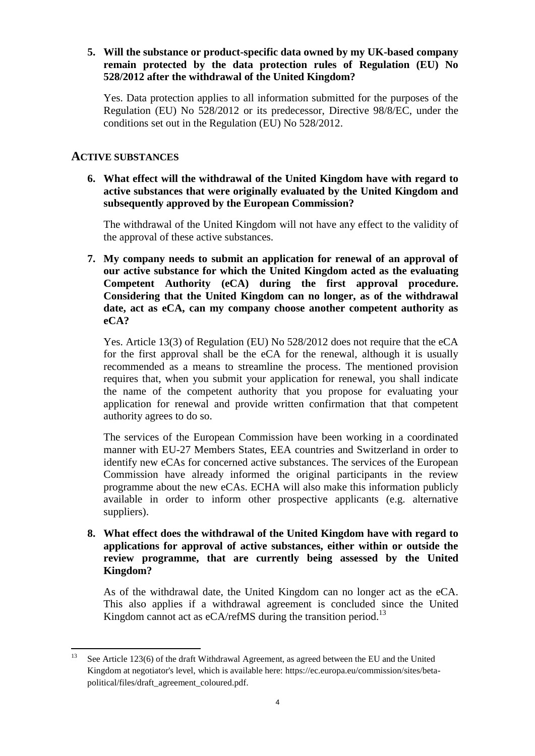**5. Will the substance or product-specific data owned by my UK-based company remain protected by the data protection rules of Regulation (EU) No 528/2012 after the withdrawal of the United Kingdom?**

Yes. Data protection applies to all information submitted for the purposes of the Regulation (EU) No 528/2012 or its predecessor, Directive 98/8/EC, under the conditions set out in the Regulation (EU) No 528/2012.

## ACTIVE SUBSTANCES

**6. What effect will the withdrawal of the United Kingdom have with regard to active substances that were originally evaluated by the United Kingdom and subsequently approved by the European Commission?**

The withdrawal of the United Kingdom will not have any effect to the validity of the approval of these active substances.

**7. My company needs to submit an application for renewal of an approval of our active substance for which the United Kingdom acted as the evaluating Competent Authority (eCA) during the first approval procedure. Considering that the United Kingdom can no longer, as of the withdrawal date, act as eCA, can my company choose another competent authority as eCA?**

Yes. Article 13(3) of Regulation (EU) No 528/2012 does not require that the eCA for the first approval shall be the eCA for the renewal, although it is usually recommended as a means to streamline the process. The mentioned provision requires that, when you submit your application for renewal, you shall indicate the name of the competent authority that you propose for evaluating your application for renewal and provide written confirmation that that competent authority agrees to do so.

The services of the European Commission have been working in a coordinated manner with EU-27 Members States, EEA countries and Switzerland in order to identify new eCAs for concerned active substances. The services of the European Commission have already informed the original participants in the review programme about the new eCAs. ECHA will also make this information publicly available in order to inform other prospective applicants (e.g. alternative suppliers).

**8. What effect does the withdrawal of the United Kingdom have with regard to applications for approval of active substances, either within or outside the review programme, that are currently being assessed by the United Kingdom?**

As of the withdrawal date, the United Kingdom can no longer act as the eCA. This also applies if a withdrawal agreement is concluded since the United Kingdom cannot act as eCA/refMS during the transition period.[13]

---

[13] See Article 123(6) of the draft Withdrawal Agreement, as agreed between the EU and the United Kingdom at negotiator's level, which is available here: https://ec.europa.eu/commission/sites/beta-political/files/draft_agreement_coloured.pdf.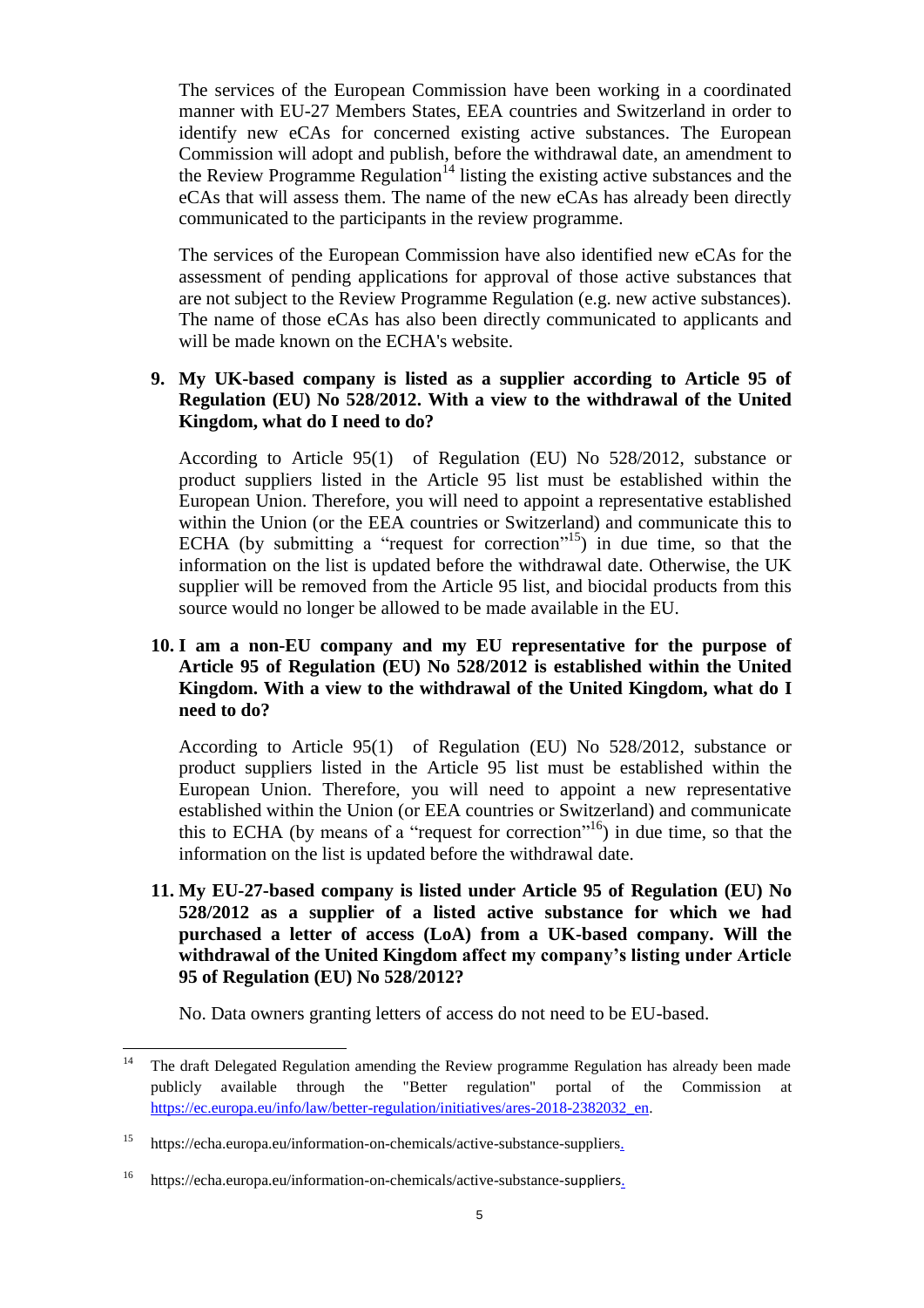The services of the European Commission have been working in a coordinated manner with EU-27 Members States, EEA countries and Switzerland in order to identify new eCAs for concerned existing active substances. The European Commission will adopt and publish, before the withdrawal date, an amendment to the Review Programme Regulation[14] listing the existing active substances and the eCAs that will assess them. The name of the new eCAs has already been directly communicated to the participants in the review programme.

The services of the European Commission have also identified new eCAs for the assessment of pending applications for approval of those active substances that are not subject to the Review Programme Regulation (e.g. new active substances). The name of those eCAs has also been directly communicated to applicants and will be made known on the ECHA's website.

**9. My UK-based company is listed as a supplier according to Article 95 of Regulation (EU) No 528/2012. With a view to the withdrawal of the United Kingdom, what do I need to do?**

According to Article 95(1) of Regulation (EU) No 528/2012, substance or product suppliers listed in the Article 95 list must be established within the European Union. Therefore, you will need to appoint a representative established within the Union (or the EEA countries or Switzerland) and communicate this to ECHA (by submitting a "request for correction"[15]) in due time, so that the information on the list is updated before the withdrawal date. Otherwise, the UK supplier will be removed from the Article 95 list, and biocidal products from this source would no longer be allowed to be made available in the EU.

**10. I am a non-EU company and my EU representative for the purpose of Article 95 of Regulation (EU) No 528/2012 is established within the United Kingdom. With a view to the withdrawal of the United Kingdom, what do I need to do?**

According to Article 95(1) of Regulation (EU) No 528/2012, substance or product suppliers listed in the Article 95 list must be established within the European Union. Therefore, you will need to appoint a new representative established within the Union (or EEA countries or Switzerland) and communicate this to ECHA (by means of a "request for correction"[16]) in due time, so that the information on the list is updated before the withdrawal date.

**11. My EU-27-based company is listed under Article 95 of Regulation (EU) No 528/2012 as a supplier of a listed active substance for which we had purchased a letter of access (LoA) from a UK-based company. Will the withdrawal of the United Kingdom affect my company's listing under Article 95 of Regulation (EU) No 528/2012?**

No. Data owners granting letters of access do not need to be EU-based.

---

[14] The draft Delegated Regulation amending the Review programme Regulation has already been made publicly available through the "Better regulation" portal of the Commission at https://ec.europa.eu/info/law/better-regulation/initiatives/ares-2018-2382032_en.

[15] https://echa.europa.eu/information-on-chemicals/active-substance-suppliers.

[16] https://echa.europa.eu/information-on-chemicals/active-substance-suppliers.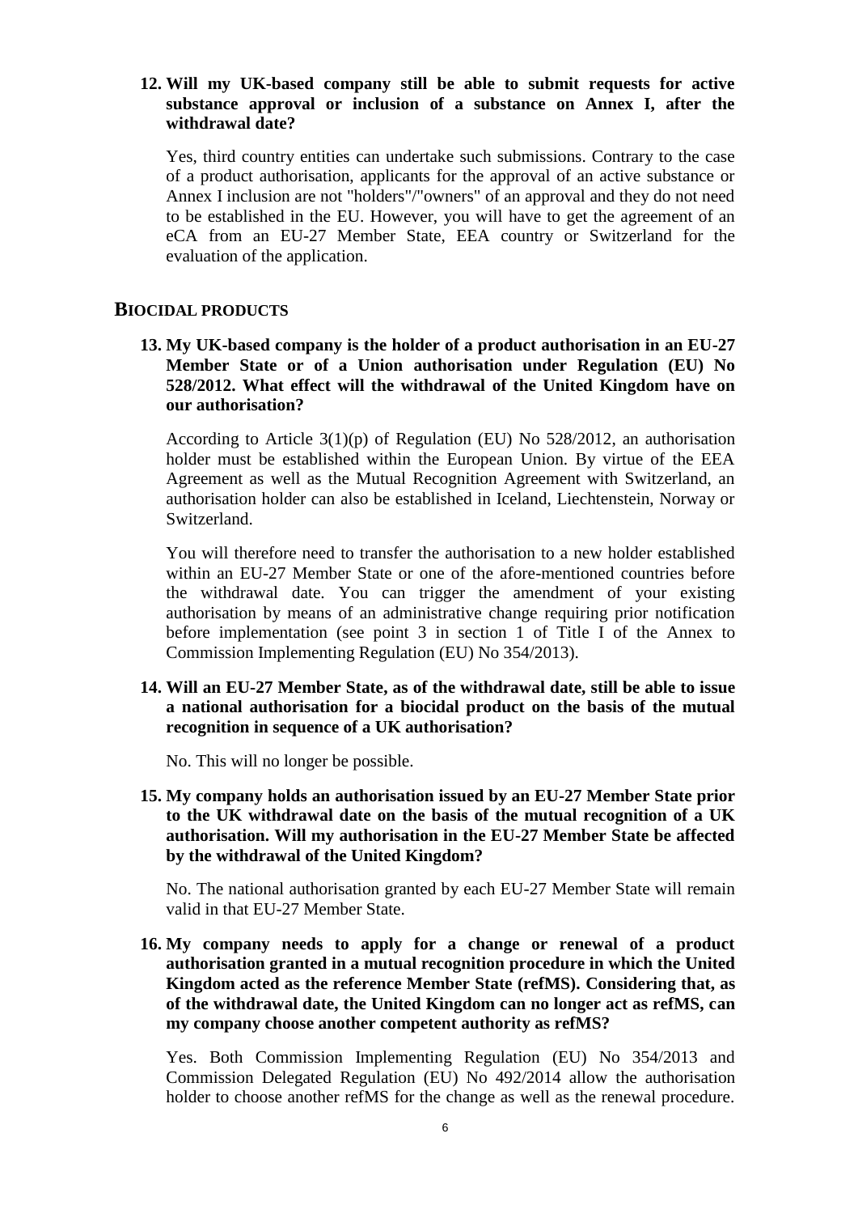**12. Will my UK-based company still be able to submit requests for active substance approval or inclusion of a substance on Annex I, after the withdrawal date?**

Yes, third country entities can undertake such submissions. Contrary to the case of a product authorisation, applicants for the approval of an active substance or Annex I inclusion are not "holders"/"owners" of an approval and they do not need to be established in the EU. However, you will have to get the agreement of an eCA from an EU-27 Member State, EEA country or Switzerland for the evaluation of the application.

## BIOCIDAL PRODUCTS

**13. My UK-based company is the holder of a product authorisation in an EU-27 Member State or of a Union authorisation under Regulation (EU) No 528/2012. What effect will the withdrawal of the United Kingdom have on our authorisation?**

According to Article 3(1)(p) of Regulation (EU) No 528/2012, an authorisation holder must be established within the European Union. By virtue of the EEA Agreement as well as the Mutual Recognition Agreement with Switzerland, an authorisation holder can also be established in Iceland, Liechtenstein, Norway or Switzerland.

You will therefore need to transfer the authorisation to a new holder established within an EU-27 Member State or one of the afore-mentioned countries before the withdrawal date. You can trigger the amendment of your existing authorisation by means of an administrative change requiring prior notification before implementation (see point 3 in section 1 of Title I of the Annex to Commission Implementing Regulation (EU) No 354/2013).

**14. Will an EU-27 Member State, as of the withdrawal date, still be able to issue a national authorisation for a biocidal product on the basis of the mutual recognition in sequence of a UK authorisation?**

No. This will no longer be possible.

**15. My company holds an authorisation issued by an EU-27 Member State prior to the UK withdrawal date on the basis of the mutual recognition of a UK authorisation. Will my authorisation in the EU-27 Member State be affected by the withdrawal of the United Kingdom?**

No. The national authorisation granted by each EU-27 Member State will remain valid in that EU-27 Member State.

**16. My company needs to apply for a change or renewal of a product authorisation granted in a mutual recognition procedure in which the United Kingdom acted as the reference Member State (refMS). Considering that, as of the withdrawal date, the United Kingdom can no longer act as refMS, can my company choose another competent authority as refMS?**

Yes. Both Commission Implementing Regulation (EU) No 354/2013 and Commission Delegated Regulation (EU) No 492/2014 allow the authorisation holder to choose another refMS for the change as well as the renewal procedure.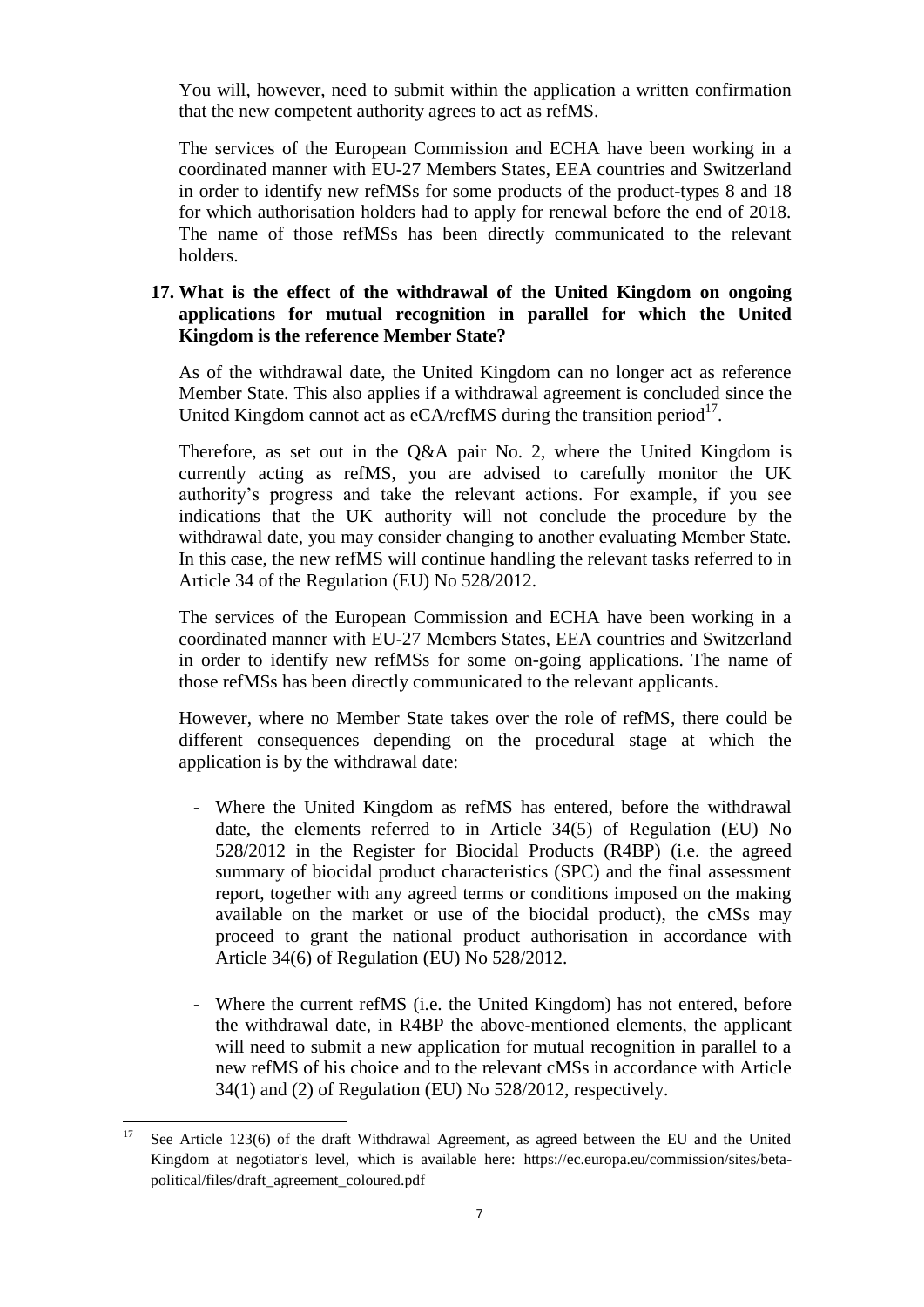You will, however, need to submit within the application a written confirmation that the new competent authority agrees to act as refMS.

The services of the European Commission and ECHA have been working in a coordinated manner with EU-27 Members States, EEA countries and Switzerland in order to identify new refMSs for some products of the product-types 8 and 18 for which authorisation holders had to apply for renewal before the end of 2018. The name of those refMSs has been directly communicated to the relevant holders.

**17. What is the effect of the withdrawal of the United Kingdom on ongoing applications for mutual recognition in parallel for which the United Kingdom is the reference Member State?**

As of the withdrawal date, the United Kingdom can no longer act as reference Member State. This also applies if a withdrawal agreement is concluded since the United Kingdom cannot act as eCA/refMS during the transition period[17].

Therefore, as set out in the Q&A pair No. 2, where the United Kingdom is currently acting as refMS, you are advised to carefully monitor the UK authority's progress and take the relevant actions. For example, if you see indications that the UK authority will not conclude the procedure by the withdrawal date, you may consider changing to another evaluating Member State. In this case, the new refMS will continue handling the relevant tasks referred to in Article 34 of the Regulation (EU) No 528/2012.

The services of the European Commission and ECHA have been working in a coordinated manner with EU-27 Members States, EEA countries and Switzerland in order to identify new refMSs for some on-going applications. The name of those refMSs has been directly communicated to the relevant applicants.

However, where no Member State takes over the role of refMS, there could be different consequences depending on the procedural stage at which the application is by the withdrawal date:

- Where the United Kingdom as refMS has entered, before the withdrawal date, the elements referred to in Article 34(5) of Regulation (EU) No 528/2012 in the Register for Biocidal Products (R4BP) (i.e. the agreed summary of biocidal product characteristics (SPC) and the final assessment report, together with any agreed terms or conditions imposed on the making available on the market or use of the biocidal product), the cMSs may proceed to grant the national product authorisation in accordance with Article 34(6) of Regulation (EU) No 528/2012.

- Where the current refMS (i.e. the United Kingdom) has not entered, before the withdrawal date, in R4BP the above-mentioned elements, the applicant will need to submit a new application for mutual recognition in parallel to a new refMS of his choice and to the relevant cMSs in accordance with Article 34(1) and (2) of Regulation (EU) No 528/2012, respectively.

---

[17] See Article 123(6) of the draft Withdrawal Agreement, as agreed between the EU and the United Kingdom at negotiator's level, which is available here: https://ec.europa.eu/commission/sites/beta-political/files/draft_agreement_coloured.pdf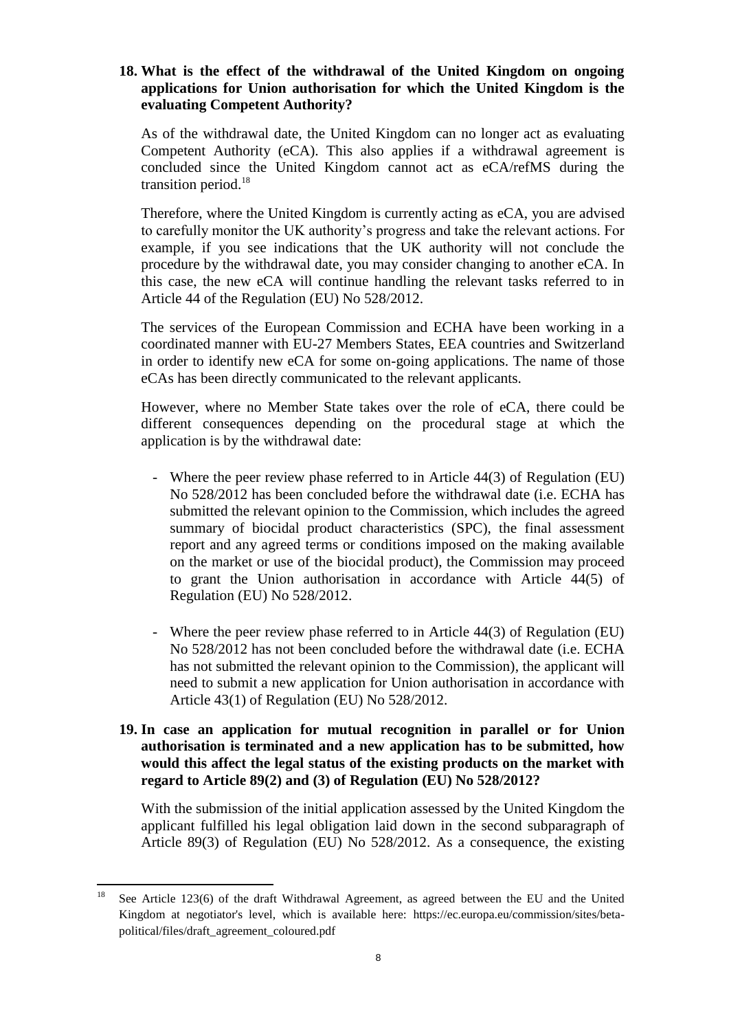**18. What is the effect of the withdrawal of the United Kingdom on ongoing applications for Union authorisation for which the United Kingdom is the evaluating Competent Authority?**

As of the withdrawal date, the United Kingdom can no longer act as evaluating Competent Authority (eCA). This also applies if a withdrawal agreement is concluded since the United Kingdom cannot act as eCA/refMS during the transition period.[18]

Therefore, where the United Kingdom is currently acting as eCA, you are advised to carefully monitor the UK authority's progress and take the relevant actions. For example, if you see indications that the UK authority will not conclude the procedure by the withdrawal date, you may consider changing to another eCA. In this case, the new eCA will continue handling the relevant tasks referred to in Article 44 of the Regulation (EU) No 528/2012.

The services of the European Commission and ECHA have been working in a coordinated manner with EU-27 Members States, EEA countries and Switzerland in order to identify new eCA for some on-going applications. The name of those eCAs has been directly communicated to the relevant applicants.

However, where no Member State takes over the role of eCA, there could be different consequences depending on the procedural stage at which the application is by the withdrawal date:

- Where the peer review phase referred to in Article 44(3) of Regulation (EU) No 528/2012 has been concluded before the withdrawal date (i.e. ECHA has submitted the relevant opinion to the Commission, which includes the agreed summary of biocidal product characteristics (SPC), the final assessment report and any agreed terms or conditions imposed on the making available on the market or use of the biocidal product), the Commission may proceed to grant the Union authorisation in accordance with Article 44(5) of Regulation (EU) No 528/2012.
- Where the peer review phase referred to in Article 44(3) of Regulation (EU) No 528/2012 has not been concluded before the withdrawal date (i.e. ECHA has not submitted the relevant opinion to the Commission), the applicant will need to submit a new application for Union authorisation in accordance with Article 43(1) of Regulation (EU) No 528/2012.

**19. In case an application for mutual recognition in parallel or for Union authorisation is terminated and a new application has to be submitted, how would this affect the legal status of the existing products on the market with regard to Article 89(2) and (3) of Regulation (EU) No 528/2012?**

With the submission of the initial application assessed by the United Kingdom the applicant fulfilled his legal obligation laid down in the second subparagraph of Article 89(3) of Regulation (EU) No 528/2012. As a consequence, the existing

[18] See Article 123(6) of the draft Withdrawal Agreement, as agreed between the EU and the United Kingdom at negotiator's level, which is available here: https://ec.europa.eu/commission/sites/beta-political/files/draft_agreement_coloured.pdf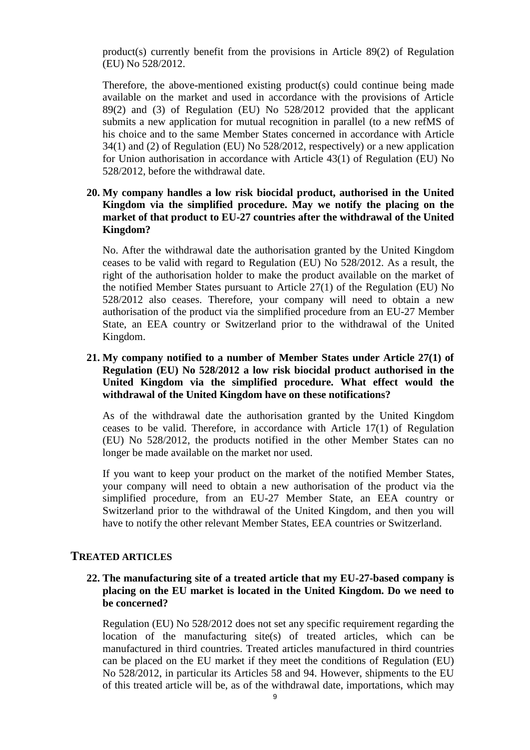product(s) currently benefit from the provisions in Article 89(2) of Regulation (EU) No 528/2012.

Therefore, the above-mentioned existing product(s) could continue being made available on the market and used in accordance with the provisions of Article 89(2) and (3) of Regulation (EU) No 528/2012 provided that the applicant submits a new application for mutual recognition in parallel (to a new refMS of his choice and to the same Member States concerned in accordance with Article 34(1) and (2) of Regulation (EU) No 528/2012, respectively) or a new application for Union authorisation in accordance with Article 43(1) of Regulation (EU) No 528/2012, before the withdrawal date.

**20. My company handles a low risk biocidal product, authorised in the United Kingdom via the simplified procedure. May we notify the placing on the market of that product to EU-27 countries after the withdrawal of the United Kingdom?**

No. After the withdrawal date the authorisation granted by the United Kingdom ceases to be valid with regard to Regulation (EU) No 528/2012. As a result, the right of the authorisation holder to make the product available on the market of the notified Member States pursuant to Article 27(1) of the Regulation (EU) No 528/2012 also ceases. Therefore, your company will need to obtain a new authorisation of the product via the simplified procedure from an EU-27 Member State, an EEA country or Switzerland prior to the withdrawal of the United Kingdom.

**21. My company notified to a number of Member States under Article 27(1) of Regulation (EU) No 528/2012 a low risk biocidal product authorised in the United Kingdom via the simplified procedure. What effect would the withdrawal of the United Kingdom have on these notifications?**

As of the withdrawal date the authorisation granted by the United Kingdom ceases to be valid. Therefore, in accordance with Article 17(1) of Regulation (EU) No 528/2012, the products notified in the other Member States can no longer be made available on the market nor used.

If you want to keep your product on the market of the notified Member States, your company will need to obtain a new authorisation of the product via the simplified procedure, from an EU-27 Member State, an EEA country or Switzerland prior to the withdrawal of the United Kingdom, and then you will have to notify the other relevant Member States, EEA countries or Switzerland.

## TREATED ARTICLES

**22. The manufacturing site of a treated article that my EU-27-based company is placing on the EU market is located in the United Kingdom. Do we need to be concerned?**

Regulation (EU) No 528/2012 does not set any specific requirement regarding the location of the manufacturing site(s) of treated articles, which can be manufactured in third countries. Treated articles manufactured in third countries can be placed on the EU market if they meet the conditions of Regulation (EU) No 528/2012, in particular its Articles 58 and 94. However, shipments to the EU of this treated article will be, as of the withdrawal date, importations, which may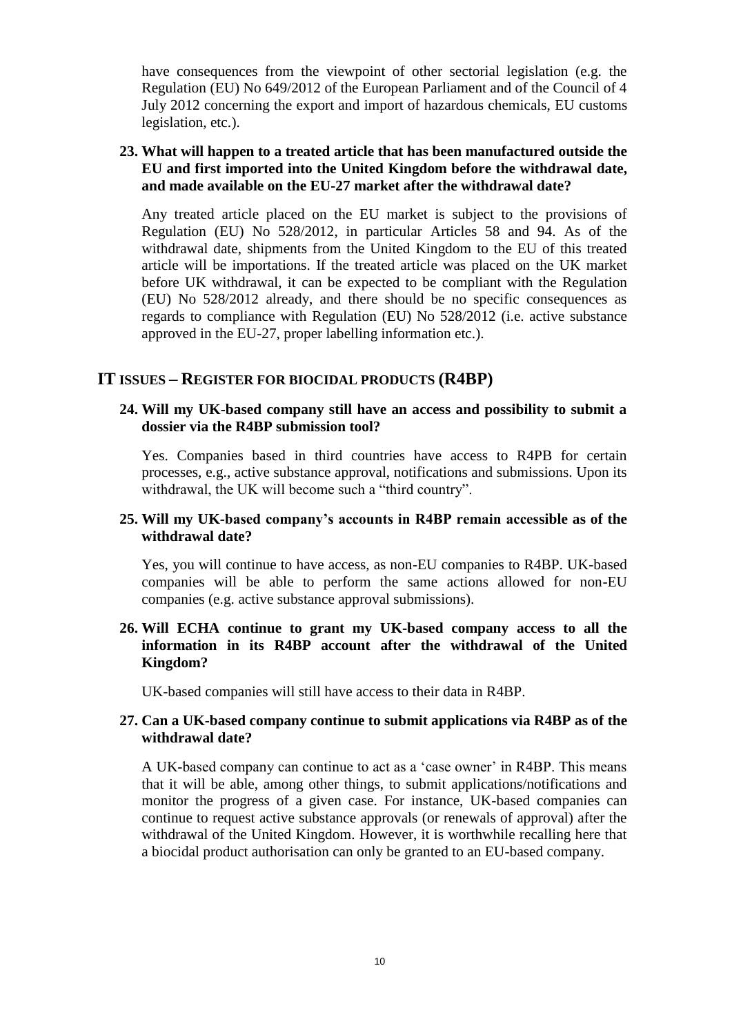have consequences from the viewpoint of other sectorial legislation (e.g. the Regulation (EU) No 649/2012 of the European Parliament and of the Council of 4 July 2012 concerning the export and import of hazardous chemicals, EU customs legislation, etc.).

**23. What will happen to a treated article that has been manufactured outside the EU and first imported into the United Kingdom before the withdrawal date, and made available on the EU-27 market after the withdrawal date?**

Any treated article placed on the EU market is subject to the provisions of Regulation (EU) No 528/2012, in particular Articles 58 and 94. As of the withdrawal date, shipments from the United Kingdom to the EU of this treated article will be importations. If the treated article was placed on the UK market before UK withdrawal, it can be expected to be compliant with the Regulation (EU) No 528/2012 already, and there should be no specific consequences as regards to compliance with Regulation (EU) No 528/2012 (i.e. active substance approved in the EU-27, proper labelling information etc.).

## IT ISSUES – REGISTER FOR BIOCIDAL PRODUCTS (R4BP)

**24. Will my UK-based company still have an access and possibility to submit a dossier via the R4BP submission tool?**

Yes. Companies based in third countries have access to R4PB for certain processes, e.g., active substance approval, notifications and submissions. Upon its withdrawal, the UK will become such a "third country".

**25. Will my UK-based company's accounts in R4BP remain accessible as of the withdrawal date?**

Yes, you will continue to have access, as non-EU companies to R4BP. UK-based companies will be able to perform the same actions allowed for non-EU companies (e.g. active substance approval submissions).

**26. Will ECHA continue to grant my UK-based company access to all the information in its R4BP account after the withdrawal of the United Kingdom?**

UK-based companies will still have access to their data in R4BP.

**27. Can a UK-based company continue to submit applications via R4BP as of the withdrawal date?**

A UK-based company can continue to act as a 'case owner' in R4BP. This means that it will be able, among other things, to submit applications/notifications and monitor the progress of a given case. For instance, UK-based companies can continue to request active substance approvals (or renewals of approval) after the withdrawal of the United Kingdom. However, it is worthwhile recalling here that a biocidal product authorisation can only be granted to an EU-based company.